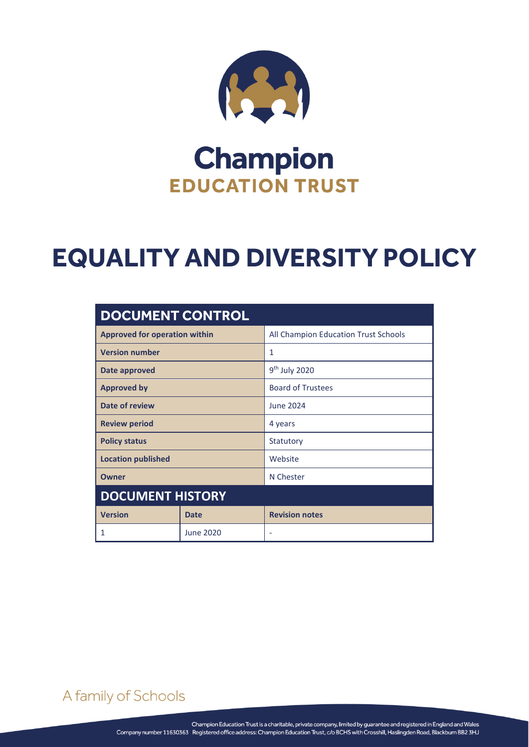Champion
EDUCATION TRUST

# EQUALITY AND DIVERSITY POLICY

| DOCUMENT CONTROL | | |
|---|---|---|
| **Approved for operation within** | | All Champion Education Trust Schools |
| **Version number** | | 1 |
| **Date approved** | | 9th July 2020 |
| **Approved by** | | Board of Trustees |
| **Date of review** | | June 2024 |
| **Review period** | | 4 years |
| **Policy status** | | Statutory |
| **Location published** | | Website |
| **Owner** | | N Chester |
| **DOCUMENT HISTORY** | | |
| **Version** | **Date** | **Revision notes** |
| 1 | June 2020 | - |

A family of Schools

Champion Education Trust is a charitable, private company, limited by guarantee and registered in England and Wales
Company number 11630363 Registered office address: Champion Education Trust, c/o BCHS with Crosshill, Haslingden Road, Blackburn BB2 3HJ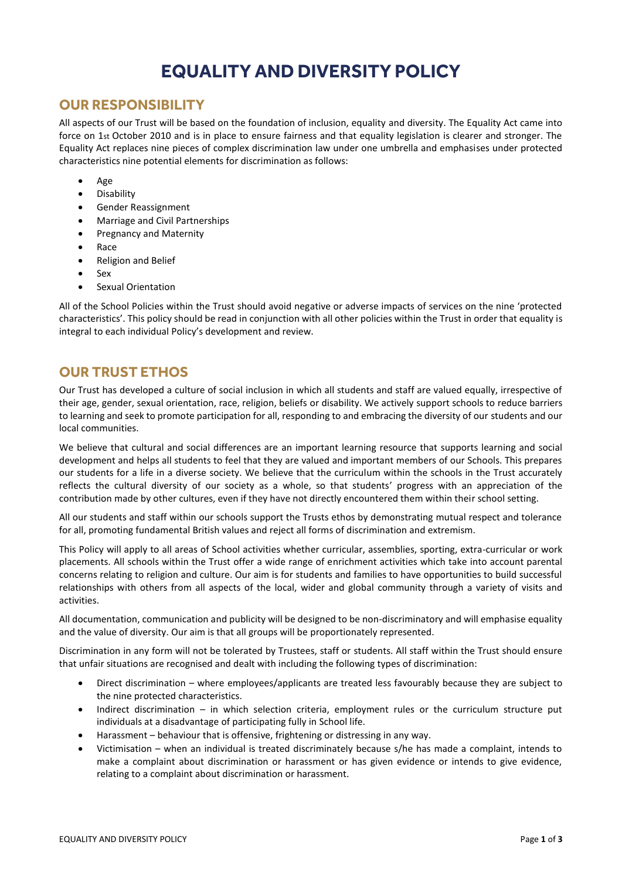# EQUALITY AND DIVERSITY POLICY

## OUR RESPONSIBILITY

All aspects of our Trust will be based on the foundation of inclusion, equality and diversity. The Equality Act came into force on 1st October 2010 and is in place to ensure fairness and that equality legislation is clearer and stronger. The Equality Act replaces nine pieces of complex discrimination law under one umbrella and emphasises under protected characteristics nine potential elements for discrimination as follows:

- Age
- Disability
- Gender Reassignment
- Marriage and Civil Partnerships
- Pregnancy and Maternity
- Race
- Religion and Belief
- Sex
- Sexual Orientation

All of the School Policies within the Trust should avoid negative or adverse impacts of services on the nine 'protected characteristics'. This policy should be read in conjunction with all other policies within the Trust in order that equality is integral to each individual Policy's development and review.

## OUR TRUST ETHOS

Our Trust has developed a culture of social inclusion in which all students and staff are valued equally, irrespective of their age, gender, sexual orientation, race, religion, beliefs or disability. We actively support schools to reduce barriers to learning and seek to promote participation for all, responding to and embracing the diversity of our students and our local communities.

We believe that cultural and social differences are an important learning resource that supports learning and social development and helps all students to feel that they are valued and important members of our Schools. This prepares our students for a life in a diverse society. We believe that the curriculum within the schools in the Trust accurately reflects the cultural diversity of our society as a whole, so that students' progress with an appreciation of the contribution made by other cultures, even if they have not directly encountered them within their school setting.

All our students and staff within our schools support the Trusts ethos by demonstrating mutual respect and tolerance for all, promoting fundamental British values and reject all forms of discrimination and extremism.

This Policy will apply to all areas of School activities whether curricular, assemblies, sporting, extra-curricular or work placements. All schools within the Trust offer a wide range of enrichment activities which take into account parental concerns relating to religion and culture. Our aim is for students and families to have opportunities to build successful relationships with others from all aspects of the local, wider and global community through a variety of visits and activities.

All documentation, communication and publicity will be designed to be non-discriminatory and will emphasise equality and the value of diversity. Our aim is that all groups will be proportionately represented.

Discrimination in any form will not be tolerated by Trustees, staff or students. All staff within the Trust should ensure that unfair situations are recognised and dealt with including the following types of discrimination:

- Direct discrimination – where employees/applicants are treated less favourably because they are subject to the nine protected characteristics.
- Indirect discrimination – in which selection criteria, employment rules or the curriculum structure put individuals at a disadvantage of participating fully in School life.
- Harassment – behaviour that is offensive, frightening or distressing in any way.
- Victimisation – when an individual is treated discriminately because s/he has made a complaint, intends to make a complaint about discrimination or harassment or has given evidence or intends to give evidence, relating to a complaint about discrimination or harassment.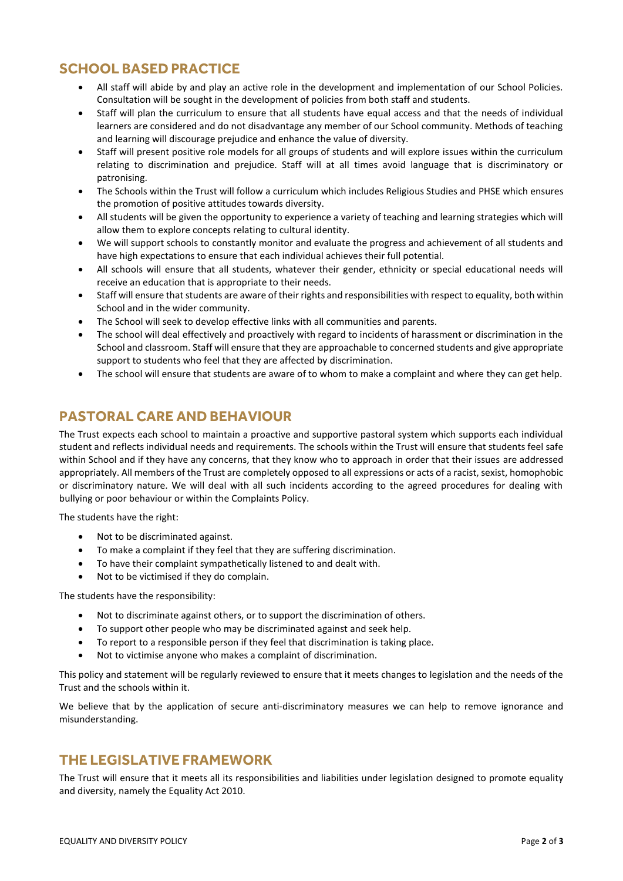## SCHOOL BASED PRACTICE

- All staff will abide by and play an active role in the development and implementation of our School Policies. Consultation will be sought in the development of policies from both staff and students.
- Staff will plan the curriculum to ensure that all students have equal access and that the needs of individual learners are considered and do not disadvantage any member of our School community. Methods of teaching and learning will discourage prejudice and enhance the value of diversity.
- Staff will present positive role models for all groups of students and will explore issues within the curriculum relating to discrimination and prejudice. Staff will at all times avoid language that is discriminatory or patronising.
- The Schools within the Trust will follow a curriculum which includes Religious Studies and PHSE which ensures the promotion of positive attitudes towards diversity.
- All students will be given the opportunity to experience a variety of teaching and learning strategies which will allow them to explore concepts relating to cultural identity.
- We will support schools to constantly monitor and evaluate the progress and achievement of all students and have high expectations to ensure that each individual achieves their full potential.
- All schools will ensure that all students, whatever their gender, ethnicity or special educational needs will receive an education that is appropriate to their needs.
- Staff will ensure that students are aware of their rights and responsibilities with respect to equality, both within School and in the wider community.
- The School will seek to develop effective links with all communities and parents.
- The school will deal effectively and proactively with regard to incidents of harassment or discrimination in the School and classroom. Staff will ensure that they are approachable to concerned students and give appropriate support to students who feel that they are affected by discrimination.
- The school will ensure that students are aware of to whom to make a complaint and where they can get help.

## PASTORAL CARE AND BEHAVIOUR

The Trust expects each school to maintain a proactive and supportive pastoral system which supports each individual student and reflects individual needs and requirements. The schools within the Trust will ensure that students feel safe within School and if they have any concerns, that they know who to approach in order that their issues are addressed appropriately. All members of the Trust are completely opposed to all expressions or acts of a racist, sexist, homophobic or discriminatory nature. We will deal with all such incidents according to the agreed procedures for dealing with bullying or poor behaviour or within the Complaints Policy.

The students have the right:

- Not to be discriminated against.
- To make a complaint if they feel that they are suffering discrimination.
- To have their complaint sympathetically listened to and dealt with.
- Not to be victimised if they do complain.

The students have the responsibility:

- Not to discriminate against others, or to support the discrimination of others.
- To support other people who may be discriminated against and seek help.
- To report to a responsible person if they feel that discrimination is taking place.
- Not to victimise anyone who makes a complaint of discrimination.

This policy and statement will be regularly reviewed to ensure that it meets changes to legislation and the needs of the Trust and the schools within it.

We believe that by the application of secure anti-discriminatory measures we can help to remove ignorance and misunderstanding.

## THE LEGISLATIVE FRAMEWORK

The Trust will ensure that it meets all its responsibilities and liabilities under legislation designed to promote equality and diversity, namely the Equality Act 2010.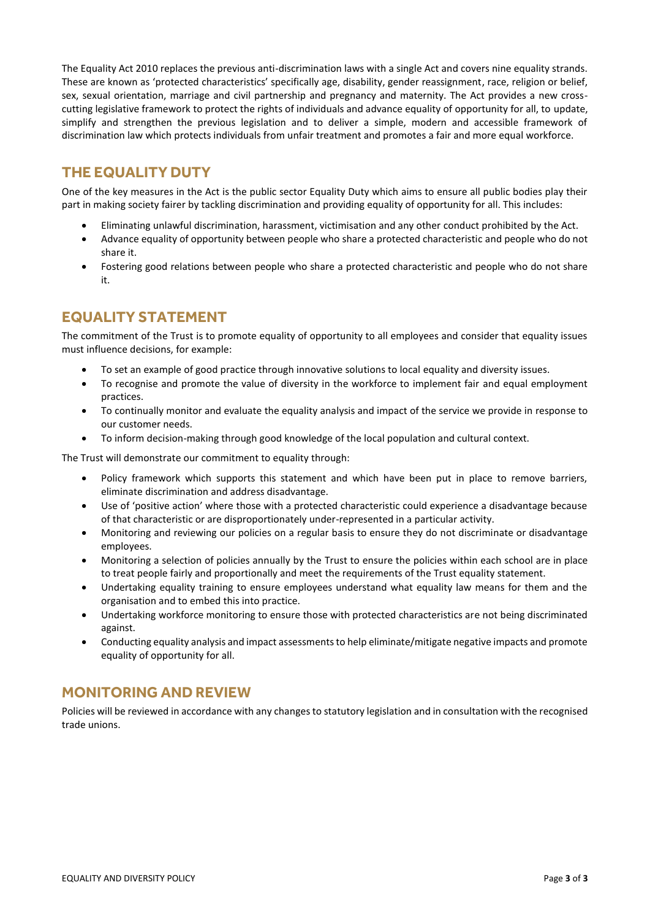The Equality Act 2010 replaces the previous anti-discrimination laws with a single Act and covers nine equality strands. These are known as 'protected characteristics' specifically age, disability, gender reassignment, race, religion or belief, sex, sexual orientation, marriage and civil partnership and pregnancy and maternity. The Act provides a new cross-cutting legislative framework to protect the rights of individuals and advance equality of opportunity for all, to update, simplify and strengthen the previous legislation and to deliver a simple, modern and accessible framework of discrimination law which protects individuals from unfair treatment and promotes a fair and more equal workforce.

## THE EQUALITY DUTY

One of the key measures in the Act is the public sector Equality Duty which aims to ensure all public bodies play their part in making society fairer by tackling discrimination and providing equality of opportunity for all. This includes:

- Eliminating unlawful discrimination, harassment, victimisation and any other conduct prohibited by the Act.
- Advance equality of opportunity between people who share a protected characteristic and people who do not share it.
- Fostering good relations between people who share a protected characteristic and people who do not share it.

## EQUALITY STATEMENT

The commitment of the Trust is to promote equality of opportunity to all employees and consider that equality issues must influence decisions, for example:

- To set an example of good practice through innovative solutions to local equality and diversity issues.
- To recognise and promote the value of diversity in the workforce to implement fair and equal employment practices.
- To continually monitor and evaluate the equality analysis and impact of the service we provide in response to our customer needs.
- To inform decision-making through good knowledge of the local population and cultural context.

The Trust will demonstrate our commitment to equality through:

- Policy framework which supports this statement and which have been put in place to remove barriers, eliminate discrimination and address disadvantage.
- Use of 'positive action' where those with a protected characteristic could experience a disadvantage because of that characteristic or are disproportionately under-represented in a particular activity.
- Monitoring and reviewing our policies on a regular basis to ensure they do not discriminate or disadvantage employees.
- Monitoring a selection of policies annually by the Trust to ensure the policies within each school are in place to treat people fairly and proportionally and meet the requirements of the Trust equality statement.
- Undertaking equality training to ensure employees understand what equality law means for them and the organisation and to embed this into practice.
- Undertaking workforce monitoring to ensure those with protected characteristics are not being discriminated against.
- Conducting equality analysis and impact assessments to help eliminate/mitigate negative impacts and promote equality of opportunity for all.

## MONITORING AND REVIEW

Policies will be reviewed in accordance with any changes to statutory legislation and in consultation with the recognised trade unions.